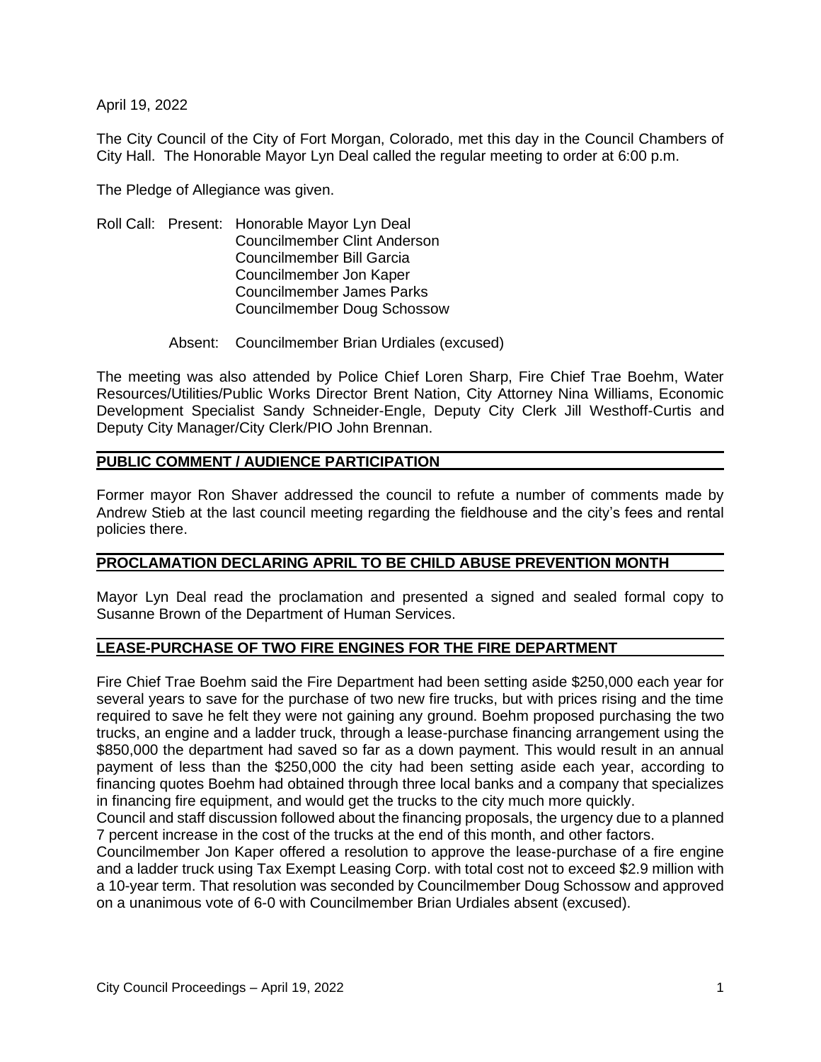April 19, 2022

The City Council of the City of Fort Morgan, Colorado, met this day in the Council Chambers of City Hall. The Honorable Mayor Lyn Deal called the regular meeting to order at 6:00 p.m.

The Pledge of Allegiance was given.

Roll Call: Present: Honorable Mayor Lyn Deal
Councilmember Clint Anderson
Councilmember Bill Garcia
Councilmember Jon Kaper
Councilmember James Parks
Councilmember Doug Schossow

Absent: Councilmember Brian Urdiales (excused)

The meeting was also attended by Police Chief Loren Sharp, Fire Chief Trae Boehm, Water Resources/Utilities/Public Works Director Brent Nation, City Attorney Nina Williams, Economic Development Specialist Sandy Schneider-Engle, Deputy City Clerk Jill Westhoff-Curtis and Deputy City Manager/City Clerk/PIO John Brennan.

## PUBLIC COMMENT / AUDIENCE PARTICIPATION

Former mayor Ron Shaver addressed the council to refute a number of comments made by Andrew Stieb at the last council meeting regarding the fieldhouse and the city's fees and rental policies there.

## PROCLAMATION DECLARING APRIL TO BE CHILD ABUSE PREVENTION MONTH

Mayor Lyn Deal read the proclamation and presented a signed and sealed formal copy to Susanne Brown of the Department of Human Services.

## LEASE-PURCHASE OF TWO FIRE ENGINES FOR THE FIRE DEPARTMENT

Fire Chief Trae Boehm said the Fire Department had been setting aside $250,000 each year for several years to save for the purchase of two new fire trucks, but with prices rising and the time required to save he felt they were not gaining any ground. Boehm proposed purchasing the two trucks, an engine and a ladder truck, through a lease-purchase financing arrangement using the $850,000 the department had saved so far as a down payment. This would result in an annual payment of less than the $250,000 the city had been setting aside each year, according to financing quotes Boehm had obtained through three local banks and a company that specializes in financing fire equipment, and would get the trucks to the city much more quickly.

Council and staff discussion followed about the financing proposals, the urgency due to a planned 7 percent increase in the cost of the trucks at the end of this month, and other factors.

Councilmember Jon Kaper offered a resolution to approve the lease-purchase of a fire engine and a ladder truck using Tax Exempt Leasing Corp. with total cost not to exceed $2.9 million with a 10-year term. That resolution was seconded by Councilmember Doug Schossow and approved on a unanimous vote of 6-0 with Councilmember Brian Urdiales absent (excused).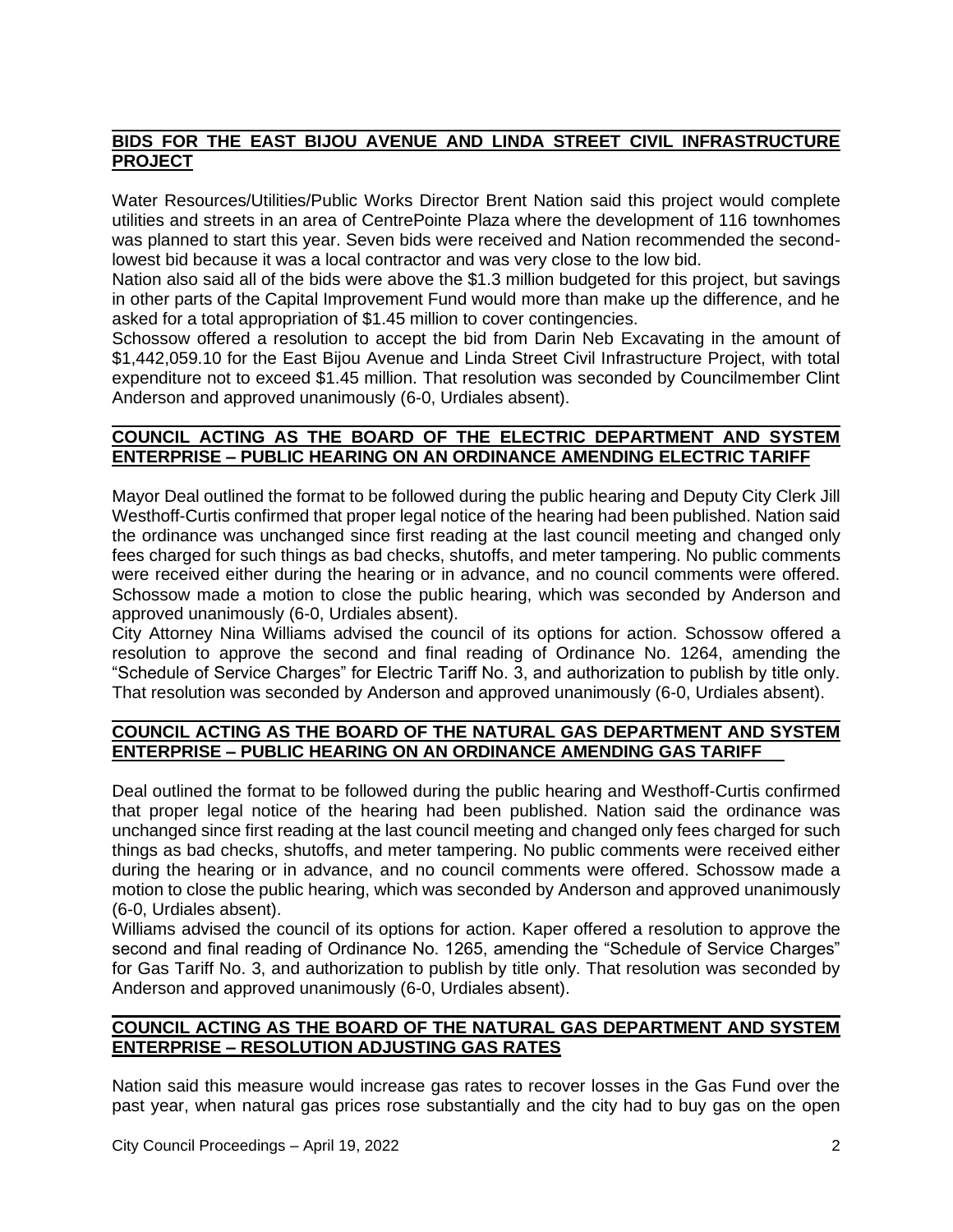## BIDS FOR THE EAST BIJOU AVENUE AND LINDA STREET CIVIL INFRASTRUCTURE PROJECT

Water Resources/Utilities/Public Works Director Brent Nation said this project would complete utilities and streets in an area of CentrePointe Plaza where the development of 116 townhomes was planned to start this year. Seven bids were received and Nation recommended the second-lowest bid because it was a local contractor and was very close to the low bid.

Nation also said all of the bids were above the $1.3 million budgeted for this project, but savings in other parts of the Capital Improvement Fund would more than make up the difference, and he asked for a total appropriation of $1.45 million to cover contingencies.

Schossow offered a resolution to accept the bid from Darin Neb Excavating in the amount of $1,442,059.10 for the East Bijou Avenue and Linda Street Civil Infrastructure Project, with total expenditure not to exceed $1.45 million. That resolution was seconded by Councilmember Clint Anderson and approved unanimously (6-0, Urdiales absent).

## COUNCIL ACTING AS THE BOARD OF THE ELECTRIC DEPARTMENT AND SYSTEM ENTERPRISE – PUBLIC HEARING ON AN ORDINANCE AMENDING ELECTRIC TARIFF

Mayor Deal outlined the format to be followed during the public hearing and Deputy City Clerk Jill Westhoff-Curtis confirmed that proper legal notice of the hearing had been published. Nation said the ordinance was unchanged since first reading at the last council meeting and changed only fees charged for such things as bad checks, shutoffs, and meter tampering. No public comments were received either during the hearing or in advance, and no council comments were offered. Schossow made a motion to close the public hearing, which was seconded by Anderson and approved unanimously (6-0, Urdiales absent).

City Attorney Nina Williams advised the council of its options for action. Schossow offered a resolution to approve the second and final reading of Ordinance No. 1264, amending the "Schedule of Service Charges" for Electric Tariff No. 3, and authorization to publish by title only. That resolution was seconded by Anderson and approved unanimously (6-0, Urdiales absent).

## COUNCIL ACTING AS THE BOARD OF THE NATURAL GAS DEPARTMENT AND SYSTEM ENTERPRISE – PUBLIC HEARING ON AN ORDINANCE AMENDING GAS TARIFF

Deal outlined the format to be followed during the public hearing and Westhoff-Curtis confirmed that proper legal notice of the hearing had been published. Nation said the ordinance was unchanged since first reading at the last council meeting and changed only fees charged for such things as bad checks, shutoffs, and meter tampering. No public comments were received either during the hearing or in advance, and no council comments were offered. Schossow made a motion to close the public hearing, which was seconded by Anderson and approved unanimously (6-0, Urdiales absent).

Williams advised the council of its options for action. Kaper offered a resolution to approve the second and final reading of Ordinance No. 1265, amending the "Schedule of Service Charges" for Gas Tariff No. 3, and authorization to publish by title only. That resolution was seconded by Anderson and approved unanimously (6-0, Urdiales absent).

## COUNCIL ACTING AS THE BOARD OF THE NATURAL GAS DEPARTMENT AND SYSTEM ENTERPRISE – RESOLUTION ADJUSTING GAS RATES

Nation said this measure would increase gas rates to recover losses in the Gas Fund over the past year, when natural gas prices rose substantially and the city had to buy gas on the open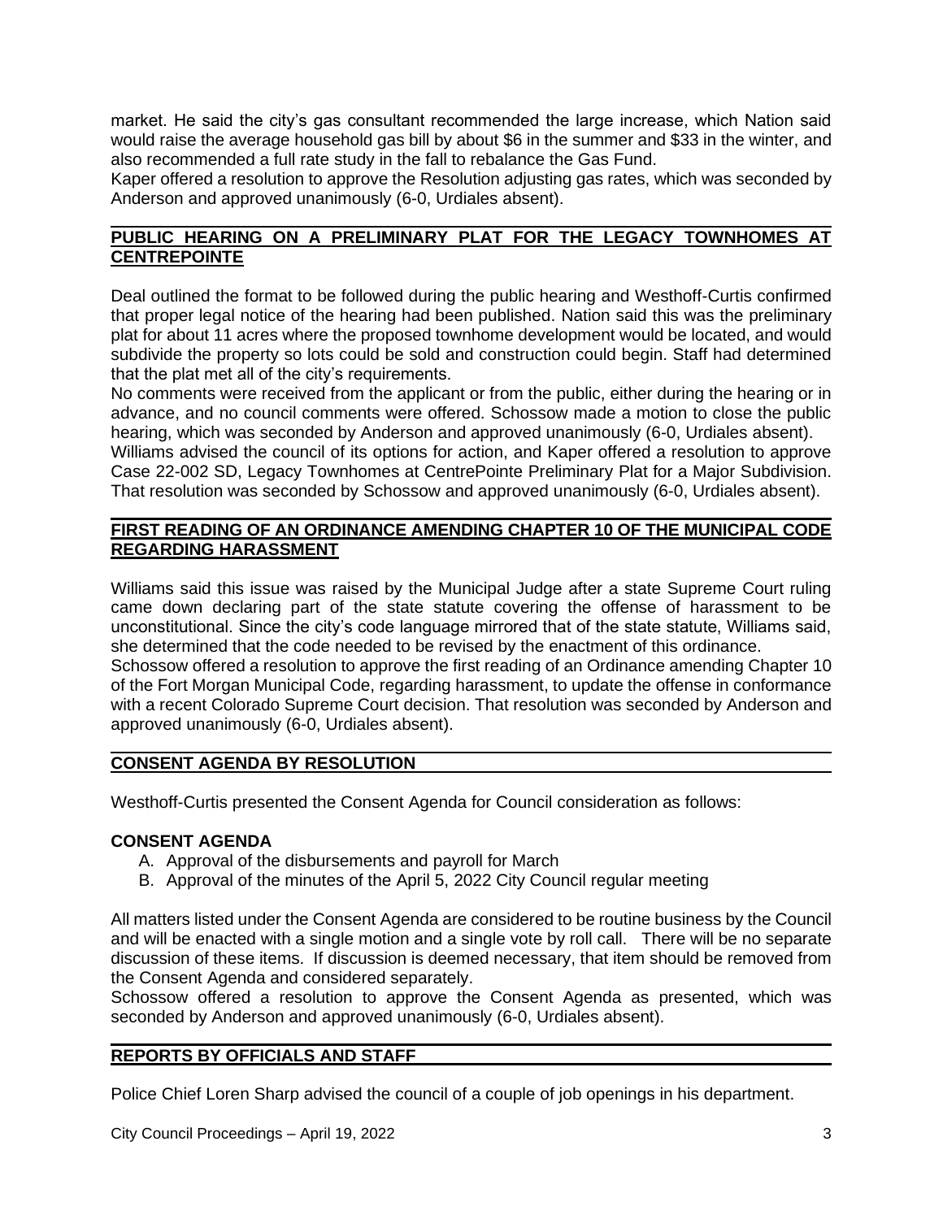market. He said the city's gas consultant recommended the large increase, which Nation said would raise the average household gas bill by about $6 in the summer and $33 in the winter, and also recommended a full rate study in the fall to rebalance the Gas Fund.
Kaper offered a resolution to approve the Resolution adjusting gas rates, which was seconded by Anderson and approved unanimously (6-0, Urdiales absent).

## PUBLIC HEARING ON A PRELIMINARY PLAT FOR THE LEGACY TOWNHOMES AT CENTREPOINTE

Deal outlined the format to be followed during the public hearing and Westhoff-Curtis confirmed that proper legal notice of the hearing had been published. Nation said this was the preliminary plat for about 11 acres where the proposed townhome development would be located, and would subdivide the property so lots could be sold and construction could begin. Staff had determined that the plat met all of the city's requirements.
No comments were received from the applicant or from the public, either during the hearing or in advance, and no council comments were offered. Schossow made a motion to close the public hearing, which was seconded by Anderson and approved unanimously (6-0, Urdiales absent).
Williams advised the council of its options for action, and Kaper offered a resolution to approve Case 22-002 SD, Legacy Townhomes at CentrePointe Preliminary Plat for a Major Subdivision. That resolution was seconded by Schossow and approved unanimously (6-0, Urdiales absent).

## FIRST READING OF AN ORDINANCE AMENDING CHAPTER 10 OF THE MUNICIPAL CODE REGARDING HARASSMENT

Williams said this issue was raised by the Municipal Judge after a state Supreme Court ruling came down declaring part of the state statute covering the offense of harassment to be unconstitutional. Since the city's code language mirrored that of the state statute, Williams said, she determined that the code needed to be revised by the enactment of this ordinance.
Schossow offered a resolution to approve the first reading of an Ordinance amending Chapter 10 of the Fort Morgan Municipal Code, regarding harassment, to update the offense in conformance with a recent Colorado Supreme Court decision. That resolution was seconded by Anderson and approved unanimously (6-0, Urdiales absent).

## CONSENT AGENDA BY RESOLUTION

Westhoff-Curtis presented the Consent Agenda for Council consideration as follows:

### CONSENT AGENDA

A. Approval of the disbursements and payroll for March
B. Approval of the minutes of the April 5, 2022 City Council regular meeting

All matters listed under the Consent Agenda are considered to be routine business by the Council and will be enacted with a single motion and a single vote by roll call. There will be no separate discussion of these items. If discussion is deemed necessary, that item should be removed from the Consent Agenda and considered separately.
Schossow offered a resolution to approve the Consent Agenda as presented, which was seconded by Anderson and approved unanimously (6-0, Urdiales absent).

## REPORTS BY OFFICIALS AND STAFF

Police Chief Loren Sharp advised the council of a couple of job openings in his department.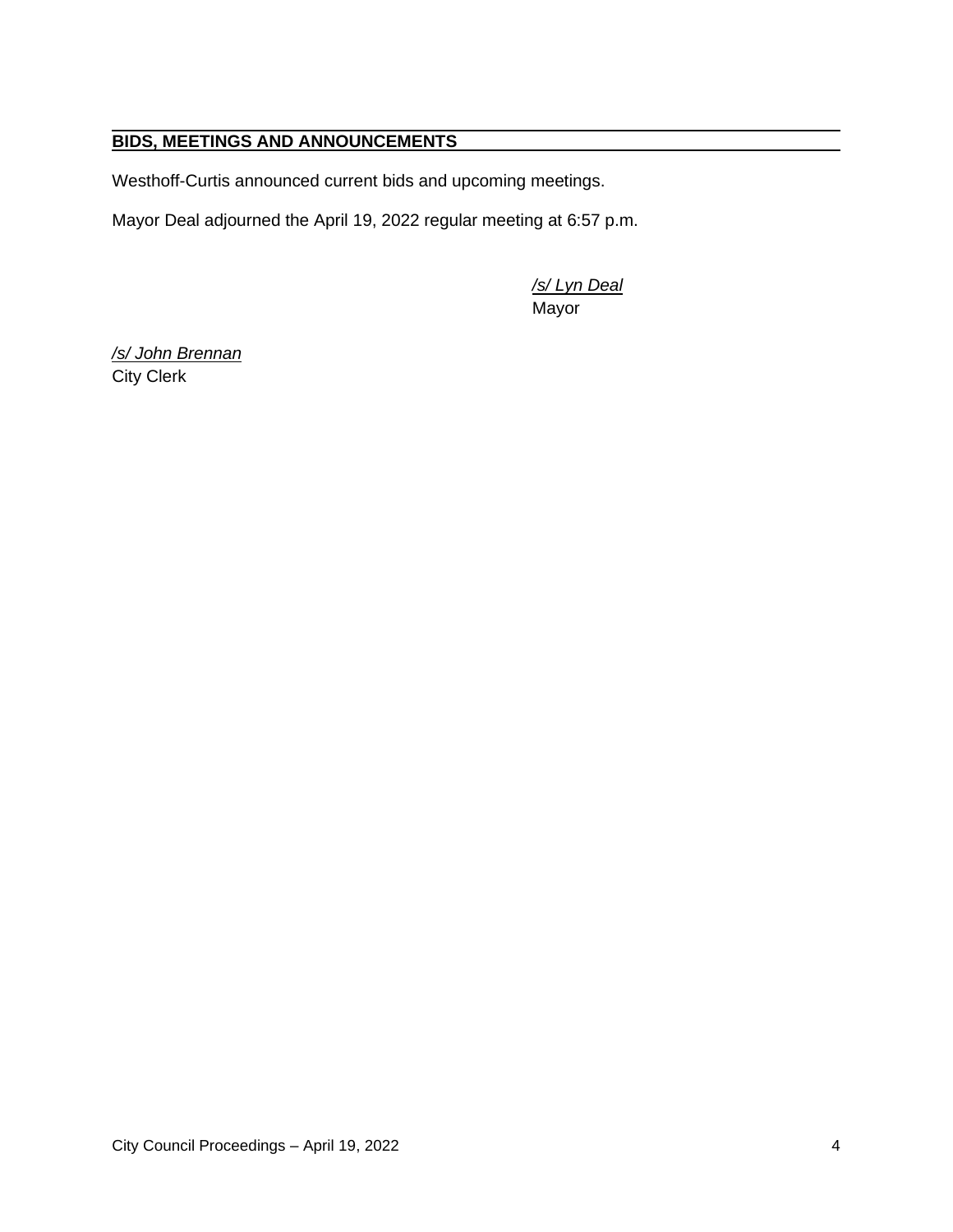## BIDS, MEETINGS AND ANNOUNCEMENTS

Westhoff-Curtis announced current bids and upcoming meetings.

Mayor Deal adjourned the April 19, 2022 regular meeting at 6:57 p.m.

*/s/ Lyn Deal*
Mayor

*/s/ John Brennan*
City Clerk